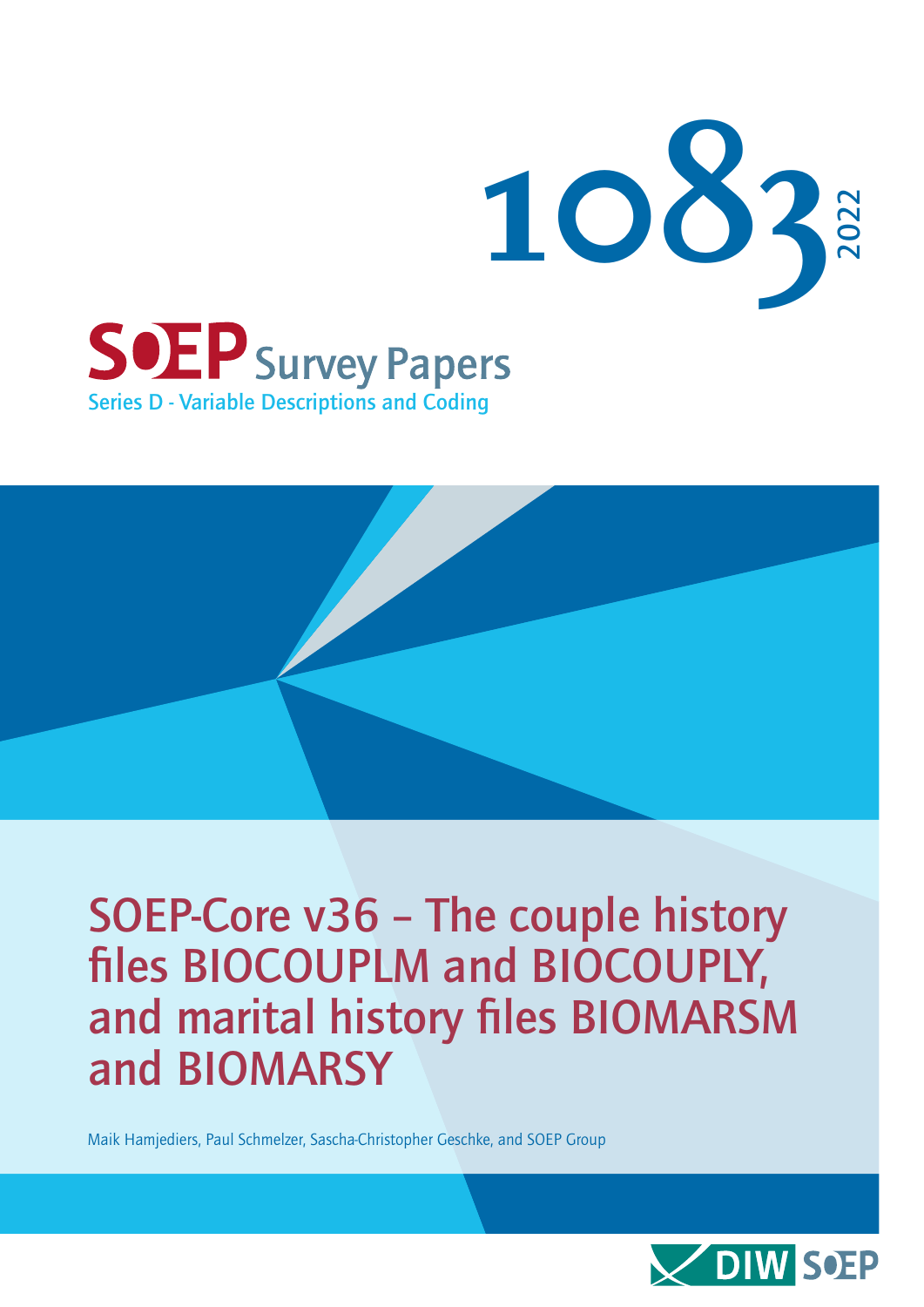1083

2022

SOEP Survey Papers

Series D - Variable Descriptions and Coding

# SOEP-Core v36 – The couple history files BIOCOUPLM and BIOCOUPLY, and marital history files BIOMARSM and BIOMARSY

Maik Hamjediers, Paul Schmelzer, Sascha-Christopher Geschke, and SOEP Group

DIW SOEP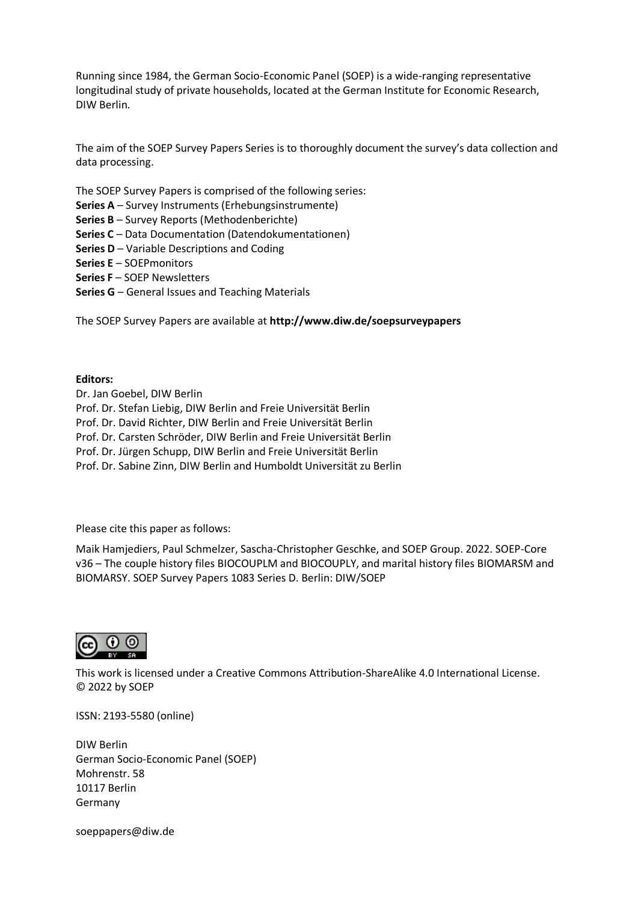Running since 1984, the German Socio-Economic Panel (SOEP) is a wide-ranging representative longitudinal study of private households, located at the German Institute for Economic Research, DIW Berlin.

The aim of the SOEP Survey Papers Series is to thoroughly document the survey's data collection and data processing.

The SOEP Survey Papers is comprised of the following series:
**Series A** – Survey Instruments (Erhebungsinstrumente)
**Series B** – Survey Reports (Methodenberichte)
**Series C** – Data Documentation (Datendokumentationen)
**Series D** – Variable Descriptions and Coding
**Series E** – SOEPmonitors
**Series F** – SOEP Newsletters
**Series G** – General Issues and Teaching Materials

The SOEP Survey Papers are available at **http://www.diw.de/soepsurveypapers**

**Editors:**
Dr. Jan Goebel, DIW Berlin
Prof. Dr. Stefan Liebig, DIW Berlin and Freie Universität Berlin
Prof. Dr. David Richter, DIW Berlin and Freie Universität Berlin
Prof. Dr. Carsten Schröder, DIW Berlin and Freie Universität Berlin
Prof. Dr. Jürgen Schupp, DIW Berlin and Freie Universität Berlin
Prof. Dr. Sabine Zinn, DIW Berlin and Humboldt Universität zu Berlin

Please cite this paper as follows:

Maik Hamjediers, Paul Schmelzer, Sascha-Christopher Geschke, and SOEP Group. 2022. SOEP-Core v36 – The couple history files BIOCOUPLM and BIOCOUPLY, and marital history files BIOMARSM and BIOMARSY. SOEP Survey Papers 1083 Series D. Berlin: DIW/SOEP

This work is licensed under a Creative Commons Attribution-ShareAlike 4.0 International License.
© 2022 by SOEP

ISSN: 2193-5580 (online)

DIW Berlin
German Socio-Economic Panel (SOEP)
Mohrenstr. 58
10117 Berlin
Germany

soeppapers@diw.de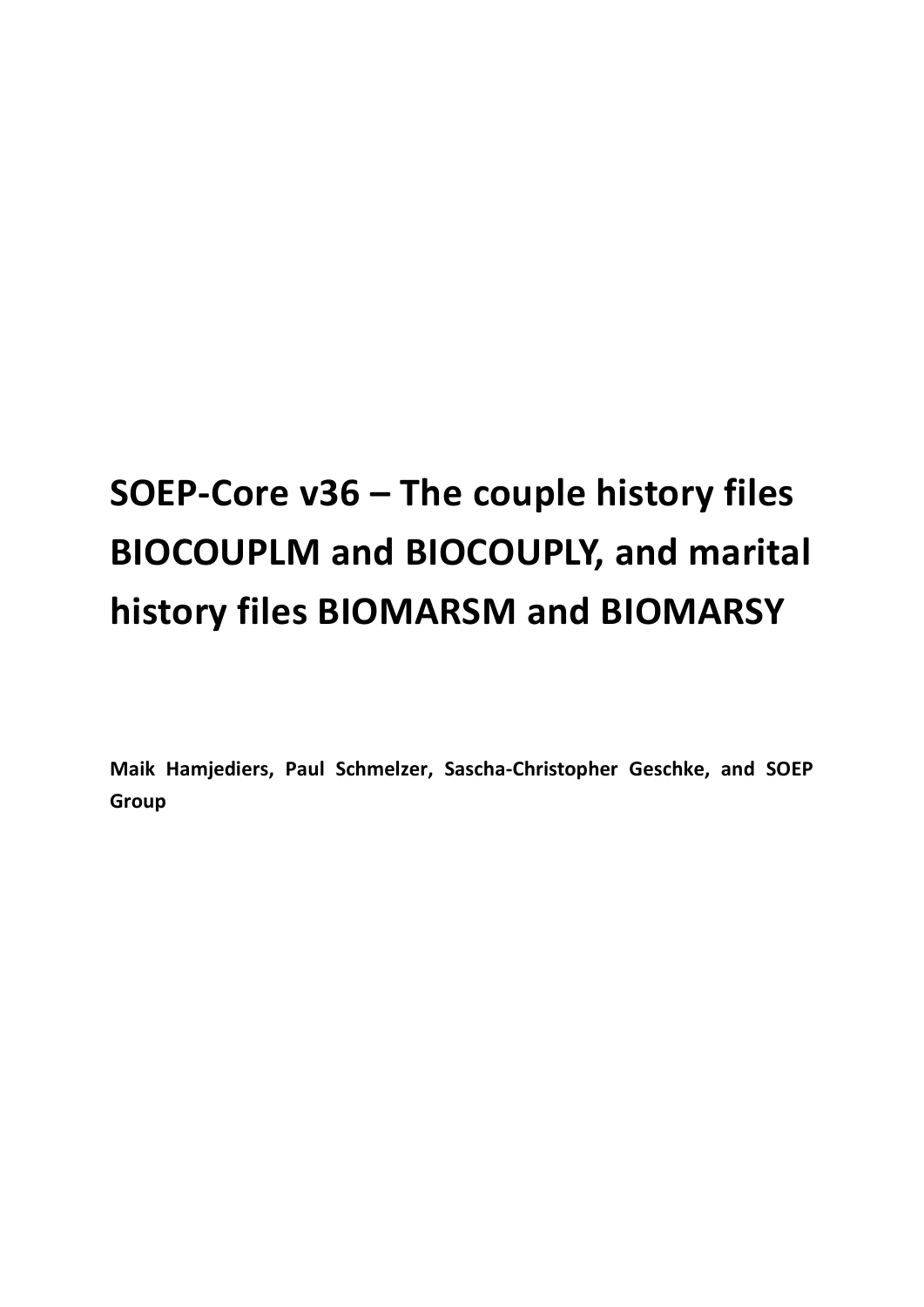# SOEP-Core v36 – The couple history files BIOCOUPLM and BIOCOUPLY, and marital history files BIOMARSM and BIOMARSY

**Maik Hamjediers, Paul Schmelzer, Sascha-Christopher Geschke, and SOEP Group**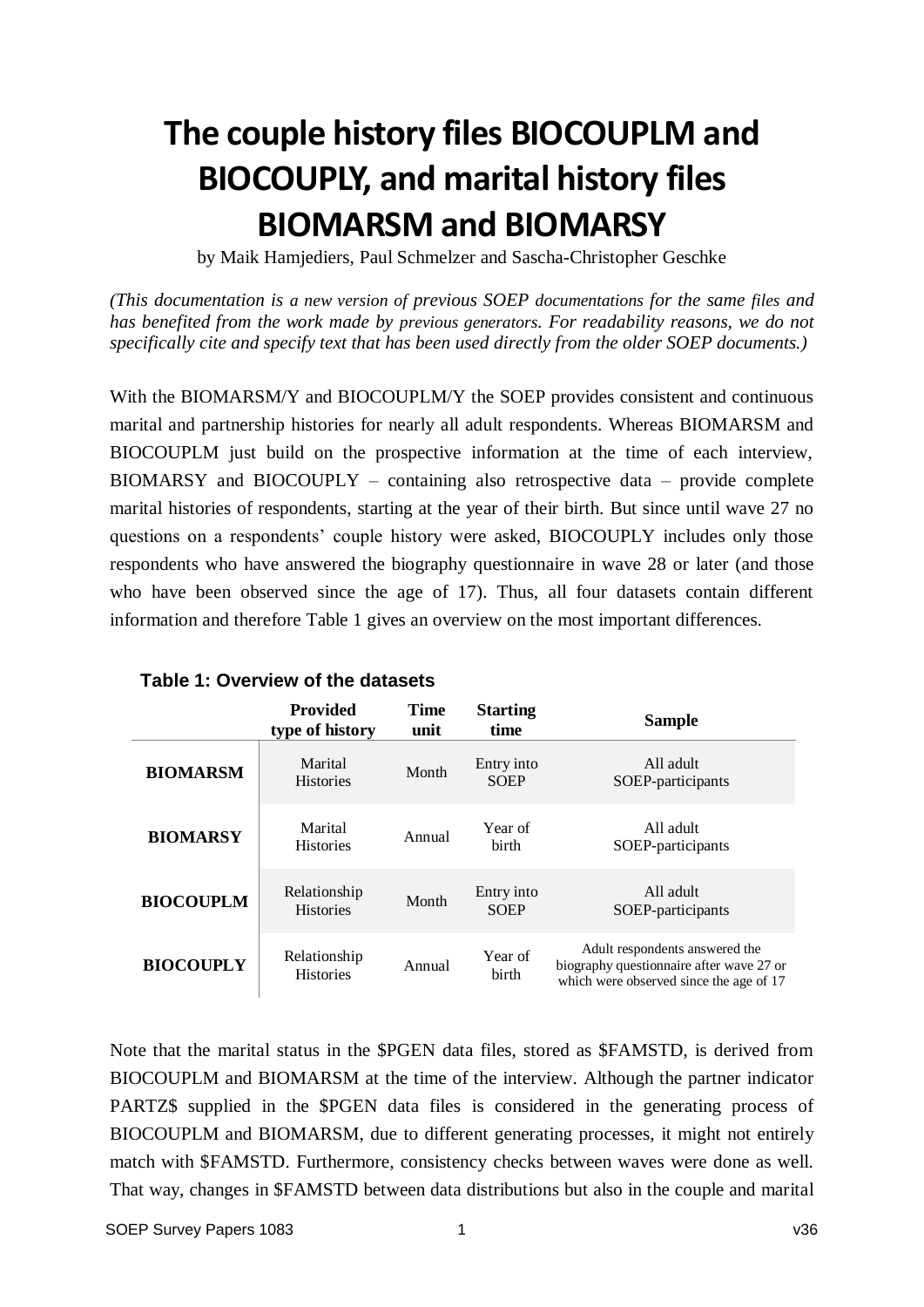# The couple history files BIOCOUPLM and BIOCOUPLY, and marital history files BIOMARSM and BIOMARSY

by Maik Hamjediers, Paul Schmelzer and Sascha-Christopher Geschke

*(This documentation is a new version of previous SOEP documentations for the same files and has benefited from the work made by previous generators. For readability reasons, we do not specifically cite and specify text that has been used directly from the older SOEP documents.)*

With the BIOMARSM/Y and BIOCOUPLM/Y the SOEP provides consistent and continuous marital and partnership histories for nearly all adult respondents. Whereas BIOMARSM and BIOCOUPLM just build on the prospective information at the time of each interview, BIOMARSY and BIOCOUPLY – containing also retrospective data – provide complete marital histories of respondents, starting at the year of their birth. But since until wave 27 no questions on a respondents' couple history were asked, BIOCOUPLY includes only those respondents who have answered the biography questionnaire in wave 28 or later (and those who have been observed since the age of 17). Thus, all four datasets contain different information and therefore Table 1 gives an overview on the most important differences.

**Table 1: Overview of the datasets**

| | Provided type of history | Time unit | Starting time | Sample |
|---|---|---|---|---|
| **BIOMARSM** | Marital Histories | Month | Entry into SOEP | All adult SOEP-participants |
| **BIOMARSY** | Marital Histories | Annual | Year of birth | All adult SOEP-participants |
| **BIOCOUPLM** | Relationship Histories | Month | Entry into SOEP | All adult SOEP-participants |
| **BIOCOUPLY** | Relationship Histories | Annual | Year of birth | Adult respondents answered the biography questionnaire after wave 27 or which were observed since the age of 17 |

Note that the marital status in the $PGEN data files, stored as $FAMSTD, is derived from BIOCOUPLM and BIOMARSM at the time of the interview. Although the partner indicator PARTZ$ supplied in the $PGEN data files is considered in the generating process of BIOCOUPLM and BIOMARSM, due to different generating processes, it might not entirely match with $FAMSTD. Furthermore, consistency checks between waves were done as well. That way, changes in $FAMSTD between data distributions but also in the couple and marital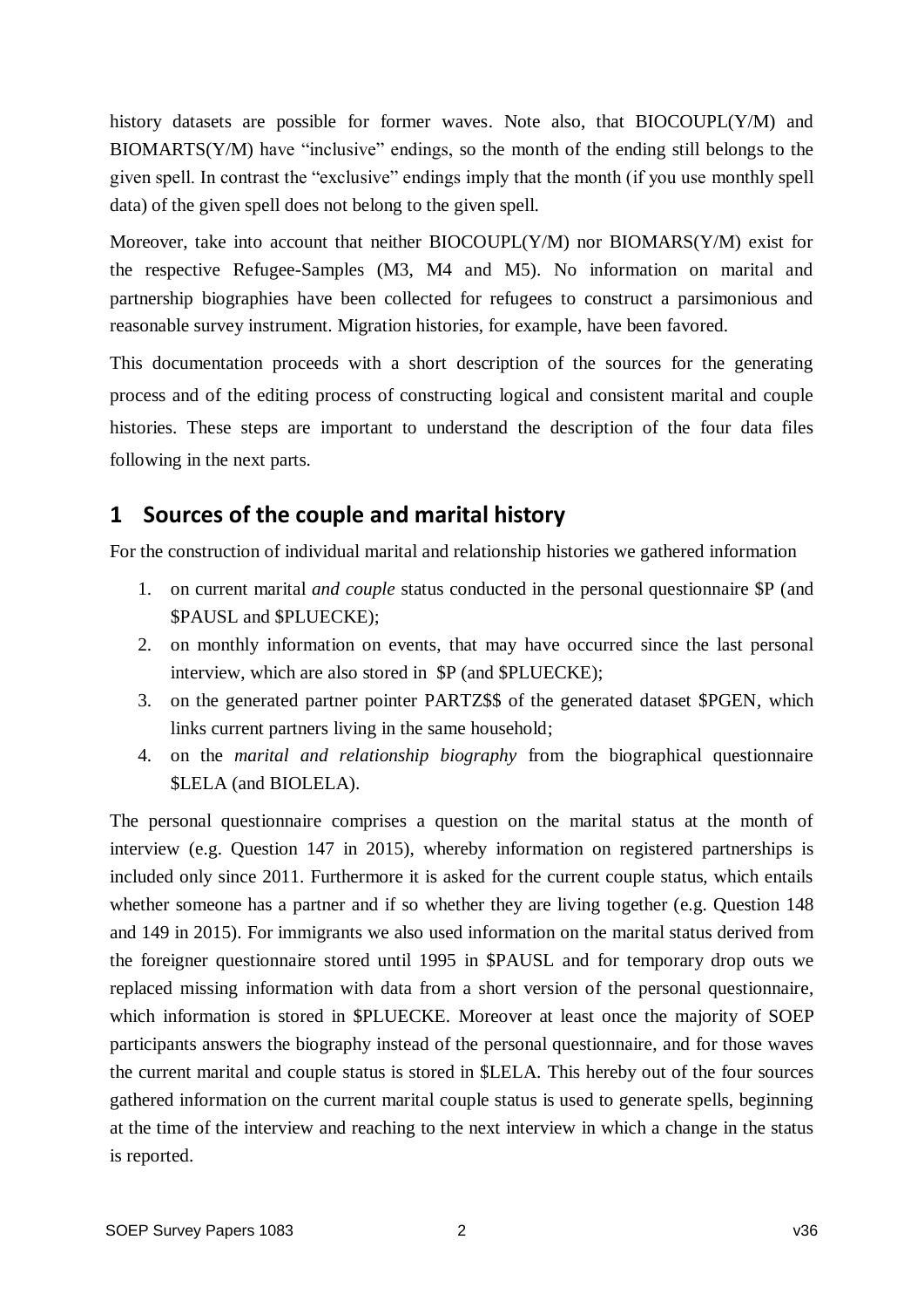history datasets are possible for former waves. Note also, that BIOCOUPL(Y/M) and BIOMARTS(Y/M) have "inclusive" endings, so the month of the ending still belongs to the given spell. In contrast the "exclusive" endings imply that the month (if you use monthly spell data) of the given spell does not belong to the given spell.

Moreover, take into account that neither BIOCOUPL(Y/M) nor BIOMARS(Y/M) exist for the respective Refugee-Samples (M3, M4 and M5). No information on marital and partnership biographies have been collected for refugees to construct a parsimonious and reasonable survey instrument. Migration histories, for example, have been favored.

This documentation proceeds with a short description of the sources for the generating process and of the editing process of constructing logical and consistent marital and couple histories. These steps are important to understand the description of the four data files following in the next parts.

# 1 Sources of the couple and marital history

For the construction of individual marital and relationship histories we gathered information

1. on current marital *and couple* status conducted in the personal questionnaire $P (and $PAUSL and $PLUECKE);
2. on monthly information on events, that may have occurred since the last personal interview, which are also stored in $P (and $PLUECKE);
3. on the generated partner pointer PARTZ$$ of the generated dataset $PGEN, which links current partners living in the same household;
4. on the *marital and relationship biography* from the biographical questionnaire $LELA (and BIOLELA).

The personal questionnaire comprises a question on the marital status at the month of interview (e.g. Question 147 in 2015), whereby information on registered partnerships is included only since 2011. Furthermore it is asked for the current couple status, which entails whether someone has a partner and if so whether they are living together (e.g. Question 148 and 149 in 2015). For immigrants we also used information on the marital status derived from the foreigner questionnaire stored until 1995 in $PAUSL and for temporary drop outs we replaced missing information with data from a short version of the personal questionnaire, which information is stored in $PLUECKE. Moreover at least once the majority of SOEP participants answers the biography instead of the personal questionnaire, and for those waves the current marital and couple status is stored in $LELA. This hereby out of the four sources gathered information on the current marital couple status is used to generate spells, beginning at the time of the interview and reaching to the next interview in which a change in the status is reported.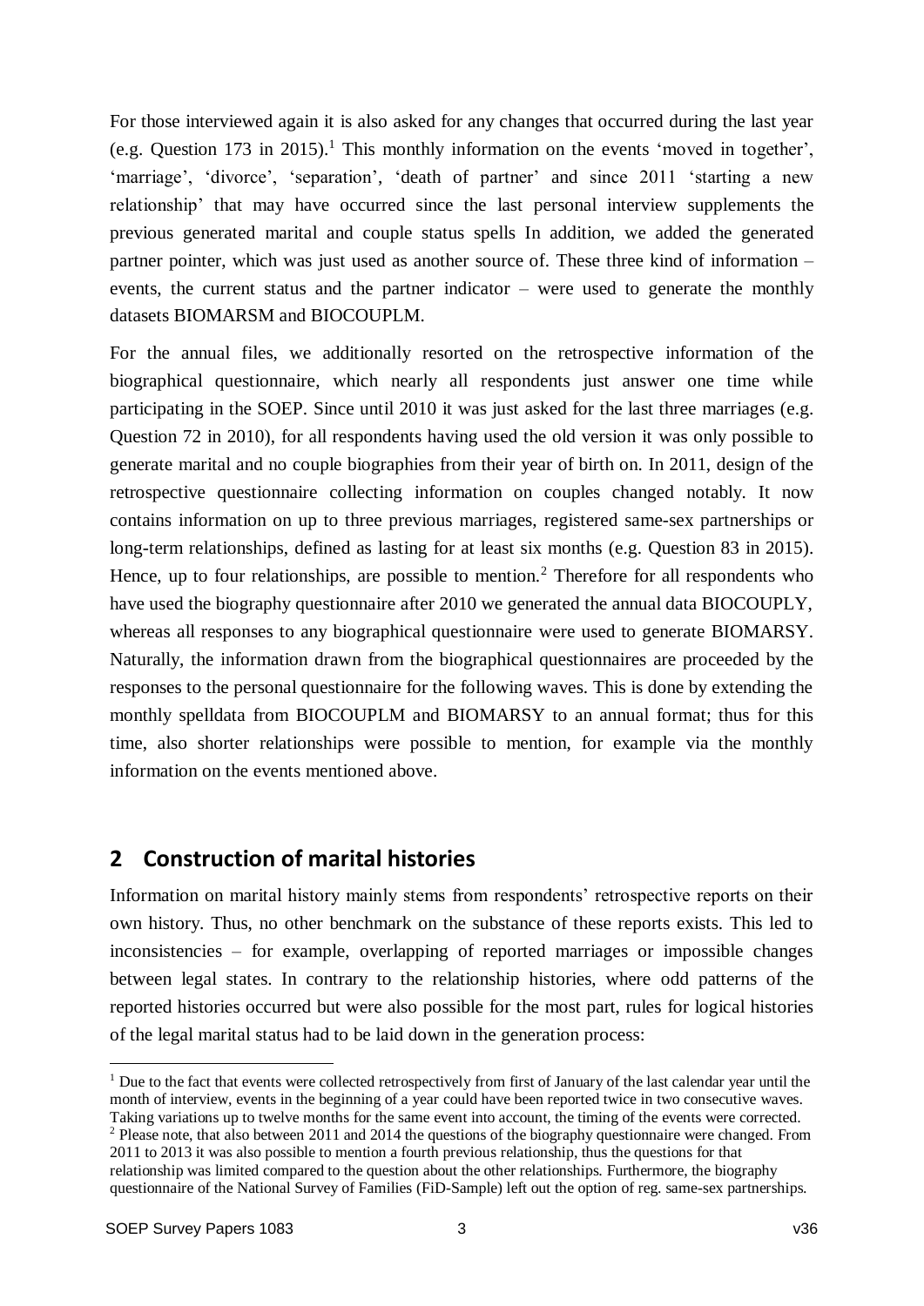For those interviewed again it is also asked for any changes that occurred during the last year (e.g. Question 173 in 2015).[1] This monthly information on the events 'moved in together', 'marriage', 'divorce', 'separation', 'death of partner' and since 2011 'starting a new relationship' that may have occurred since the last personal interview supplements the previous generated marital and couple status spells In addition, we added the generated partner pointer, which was just used as another source of. These three kind of information – events, the current status and the partner indicator – were used to generate the monthly datasets BIOMARSM and BIOCOUPLM.

For the annual files, we additionally resorted on the retrospective information of the biographical questionnaire, which nearly all respondents just answer one time while participating in the SOEP. Since until 2010 it was just asked for the last three marriages (e.g. Question 72 in 2010), for all respondents having used the old version it was only possible to generate marital and no couple biographies from their year of birth on. In 2011, design of the retrospective questionnaire collecting information on couples changed notably. It now contains information on up to three previous marriages, registered same-sex partnerships or long-term relationships, defined as lasting for at least six months (e.g. Question 83 in 2015). Hence, up to four relationships, are possible to mention.[2] Therefore for all respondents who have used the biography questionnaire after 2010 we generated the annual data BIOCOUPLY, whereas all responses to any biographical questionnaire were used to generate BIOMARSY. Naturally, the information drawn from the biographical questionnaires are proceeded by the responses to the personal questionnaire for the following waves. This is done by extending the monthly spelldata from BIOCOUPLM and BIOMARSY to an annual format; thus for this time, also shorter relationships were possible to mention, for example via the monthly information on the events mentioned above.

## 2 Construction of marital histories

Information on marital history mainly stems from respondents' retrospective reports on their own history. Thus, no other benchmark on the substance of these reports exists. This led to inconsistencies – for example, overlapping of reported marriages or impossible changes between legal states. In contrary to the relationship histories, where odd patterns of the reported histories occurred but were also possible for the most part, rules for logical histories of the legal marital status had to be laid down in the generation process:

---

[1] Due to the fact that events were collected retrospectively from first of January of the last calendar year until the month of interview, events in the beginning of a year could have been reported twice in two consecutive waves. Taking variations up to twelve months for the same event into account, the timing of the events were corrected.

[2] Please note, that also between 2011 and 2014 the questions of the biography questionnaire were changed. From 2011 to 2013 it was also possible to mention a fourth previous relationship, thus the questions for that relationship was limited compared to the question about the other relationships. Furthermore, the biography questionnaire of the National Survey of Families (FiD-Sample) left out the option of reg. same-sex partnerships.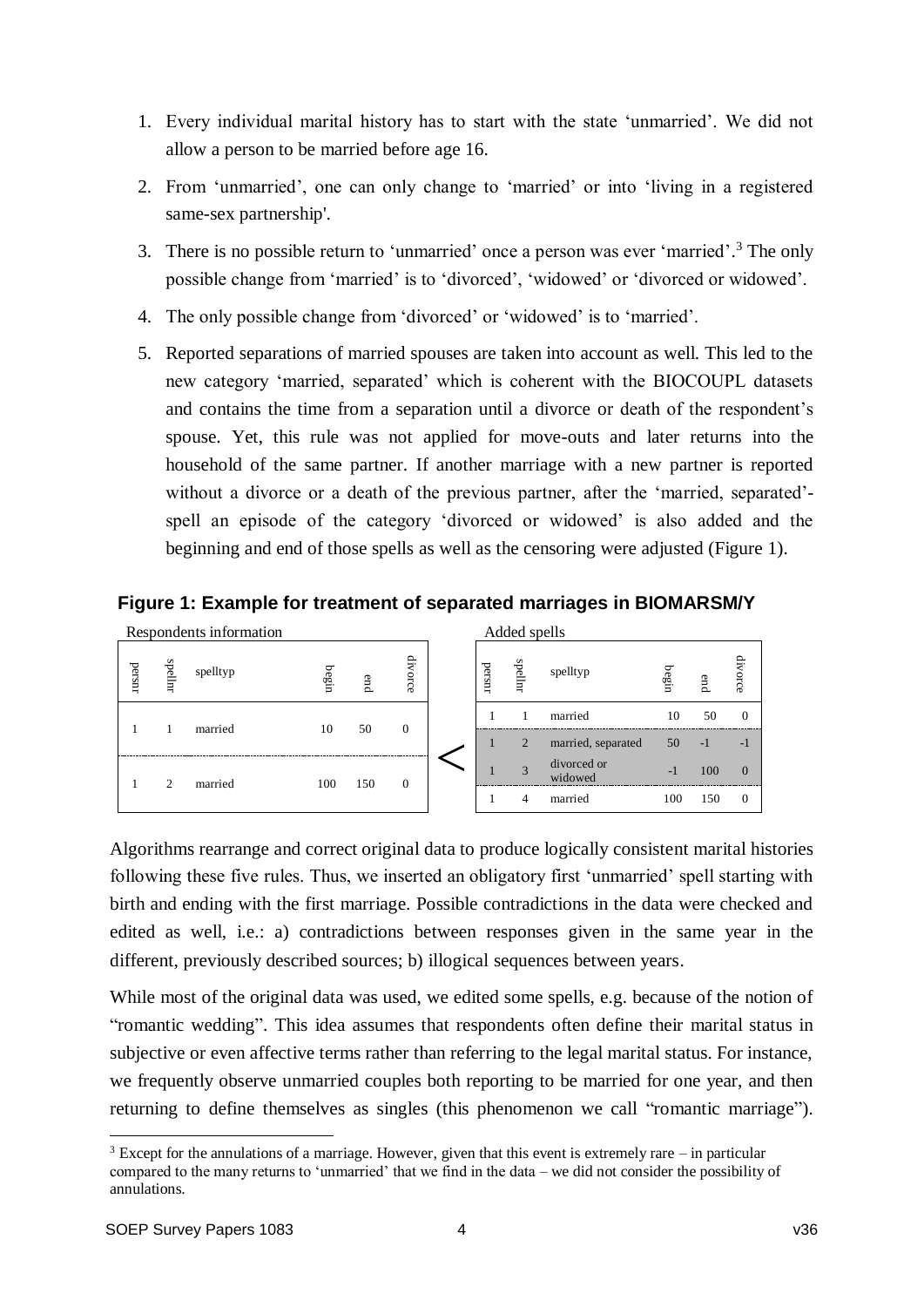1. Every individual marital history has to start with the state 'unmarried'. We did not allow a person to be married before age 16.
2. From 'unmarried', one can only change to 'married' or into 'living in a registered same-sex partnership'.
3. There is no possible return to 'unmarried' once a person was ever 'married'.[3] The only possible change from 'married' is to 'divorced', 'widowed' or 'divorced or widowed'.
4. The only possible change from 'divorced' or 'widowed' is to 'married'.
5. Reported separations of married spouses are taken into account as well. This led to the new category 'married, separated' which is coherent with the BIOCOUPL datasets and contains the time from a separation until a divorce or death of the respondent's spouse. Yet, this rule was not applied for move-outs and later returns into the household of the same partner. If another marriage with a new partner is reported without a divorce or a death of the previous partner, after the 'married, separated'-spell an episode of the category 'divorced or widowed' is also added and the beginning and end of those spells as well as the censoring were adjusted (Figure 1).

**Figure 1: Example for treatment of separated marriages in BIOMARSM/Y**

Respondents information

| persnr | spellnr | spelltyp | begin | end | divorce |
|---|---|---|---|---|---|
| 1 | 1 | married | 10 | 50 | 0 |
| 1 | 2 | married | 100 | 150 | 0 |

Added spells

| persnr | spellnr | spelltyp | begin | end | divorce |
|---|---|---|---|---|---|
| 1 | 1 | married | 10 | 50 | 0 |
| 1 | 2 | married, separated | 50 | -1 | -1 |
| 1 | 3 | divorced or widowed | -1 | 100 | 0 |
| 1 | 4 | married | 100 | 150 | 0 |

Algorithms rearrange and correct original data to produce logically consistent marital histories following these five rules. Thus, we inserted an obligatory first 'unmarried' spell starting with birth and ending with the first marriage. Possible contradictions in the data were checked and edited as well, i.e.: a) contradictions between responses given in the same year in the different, previously described sources; b) illogical sequences between years.

While most of the original data was used, we edited some spells, e.g. because of the notion of "romantic wedding". This idea assumes that respondents often define their marital status in subjective or even affective terms rather than referring to the legal marital status. For instance, we frequently observe unmarried couples both reporting to be married for one year, and then returning to define themselves as singles (this phenomenon we call "romantic marriage").

[3] Except for the annulations of a marriage. However, given that this event is extremely rare – in particular compared to the many returns to 'unmarried' that we find in the data – we did not consider the possibility of annulations.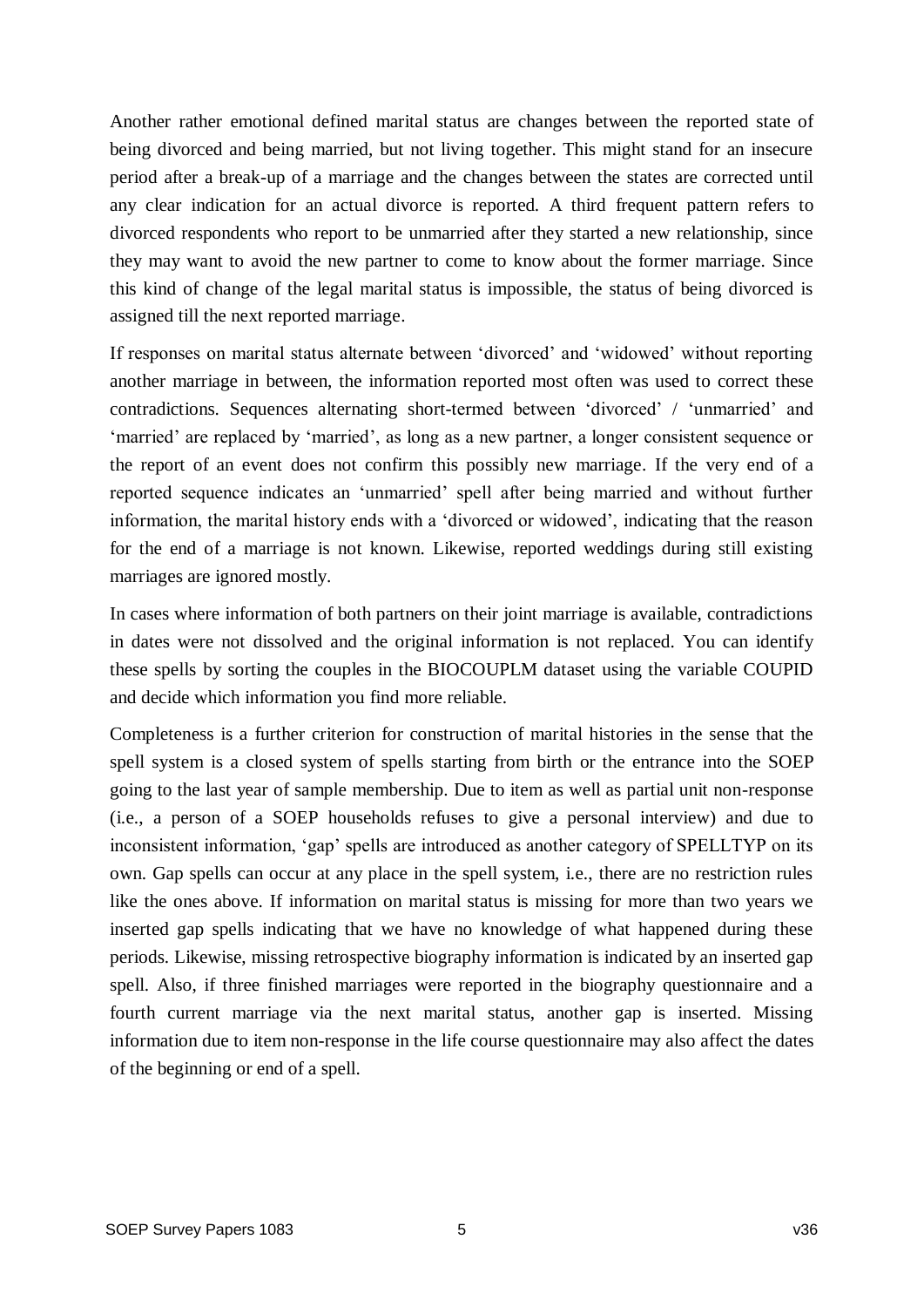Another rather emotional defined marital status are changes between the reported state of being divorced and being married, but not living together. This might stand for an insecure period after a break-up of a marriage and the changes between the states are corrected until any clear indication for an actual divorce is reported. A third frequent pattern refers to divorced respondents who report to be unmarried after they started a new relationship, since they may want to avoid the new partner to come to know about the former marriage. Since this kind of change of the legal marital status is impossible, the status of being divorced is assigned till the next reported marriage.

If responses on marital status alternate between 'divorced' and 'widowed' without reporting another marriage in between, the information reported most often was used to correct these contradictions. Sequences alternating short-termed between 'divorced' / 'unmarried' and 'married' are replaced by 'married', as long as a new partner, a longer consistent sequence or the report of an event does not confirm this possibly new marriage. If the very end of a reported sequence indicates an 'unmarried' spell after being married and without further information, the marital history ends with a 'divorced or widowed', indicating that the reason for the end of a marriage is not known. Likewise, reported weddings during still existing marriages are ignored mostly.

In cases where information of both partners on their joint marriage is available, contradictions in dates were not dissolved and the original information is not replaced. You can identify these spells by sorting the couples in the BIOCOUPLM dataset using the variable COUPID and decide which information you find more reliable.

Completeness is a further criterion for construction of marital histories in the sense that the spell system is a closed system of spells starting from birth or the entrance into the SOEP going to the last year of sample membership. Due to item as well as partial unit non-response (i.e., a person of a SOEP households refuses to give a personal interview) and due to inconsistent information, 'gap' spells are introduced as another category of SPELLTYP on its own. Gap spells can occur at any place in the spell system, i.e., there are no restriction rules like the ones above. If information on marital status is missing for more than two years we inserted gap spells indicating that we have no knowledge of what happened during these periods. Likewise, missing retrospective biography information is indicated by an inserted gap spell. Also, if three finished marriages were reported in the biography questionnaire and a fourth current marriage via the next marital status, another gap is inserted. Missing information due to item non-response in the life course questionnaire may also affect the dates of the beginning or end of a spell.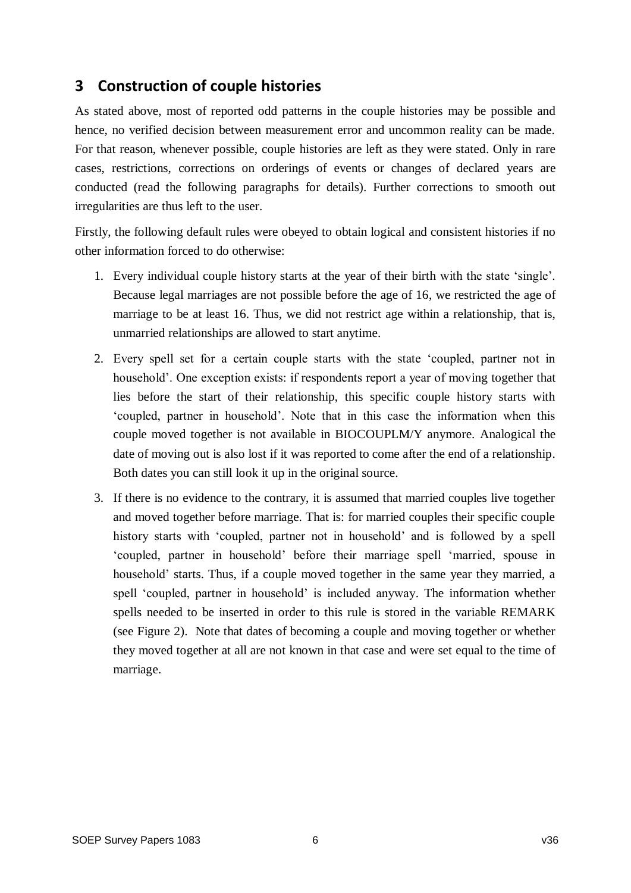# 3 Construction of couple histories

As stated above, most of reported odd patterns in the couple histories may be possible and hence, no verified decision between measurement error and uncommon reality can be made. For that reason, whenever possible, couple histories are left as they were stated. Only in rare cases, restrictions, corrections on orderings of events or changes of declared years are conducted (read the following paragraphs for details). Further corrections to smooth out irregularities are thus left to the user.

Firstly, the following default rules were obeyed to obtain logical and consistent histories if no other information forced to do otherwise:

1. Every individual couple history starts at the year of their birth with the state 'single'. Because legal marriages are not possible before the age of 16, we restricted the age of marriage to be at least 16. Thus, we did not restrict age within a relationship, that is, unmarried relationships are allowed to start anytime.
2. Every spell set for a certain couple starts with the state 'coupled, partner not in household'. One exception exists: if respondents report a year of moving together that lies before the start of their relationship, this specific couple history starts with 'coupled, partner in household'. Note that in this case the information when this couple moved together is not available in BIOCOUPLM/Y anymore. Analogical the date of moving out is also lost if it was reported to come after the end of a relationship. Both dates you can still look it up in the original source.
3. If there is no evidence to the contrary, it is assumed that married couples live together and moved together before marriage. That is: for married couples their specific couple history starts with 'coupled, partner not in household' and is followed by a spell 'coupled, partner in household' before their marriage spell 'married, spouse in household' starts. Thus, if a couple moved together in the same year they married, a spell 'coupled, partner in household' is included anyway. The information whether spells needed to be inserted in order to this rule is stored in the variable REMARK (see Figure 2). Note that dates of becoming a couple and moving together or whether they moved together at all are not known in that case and were set equal to the time of marriage.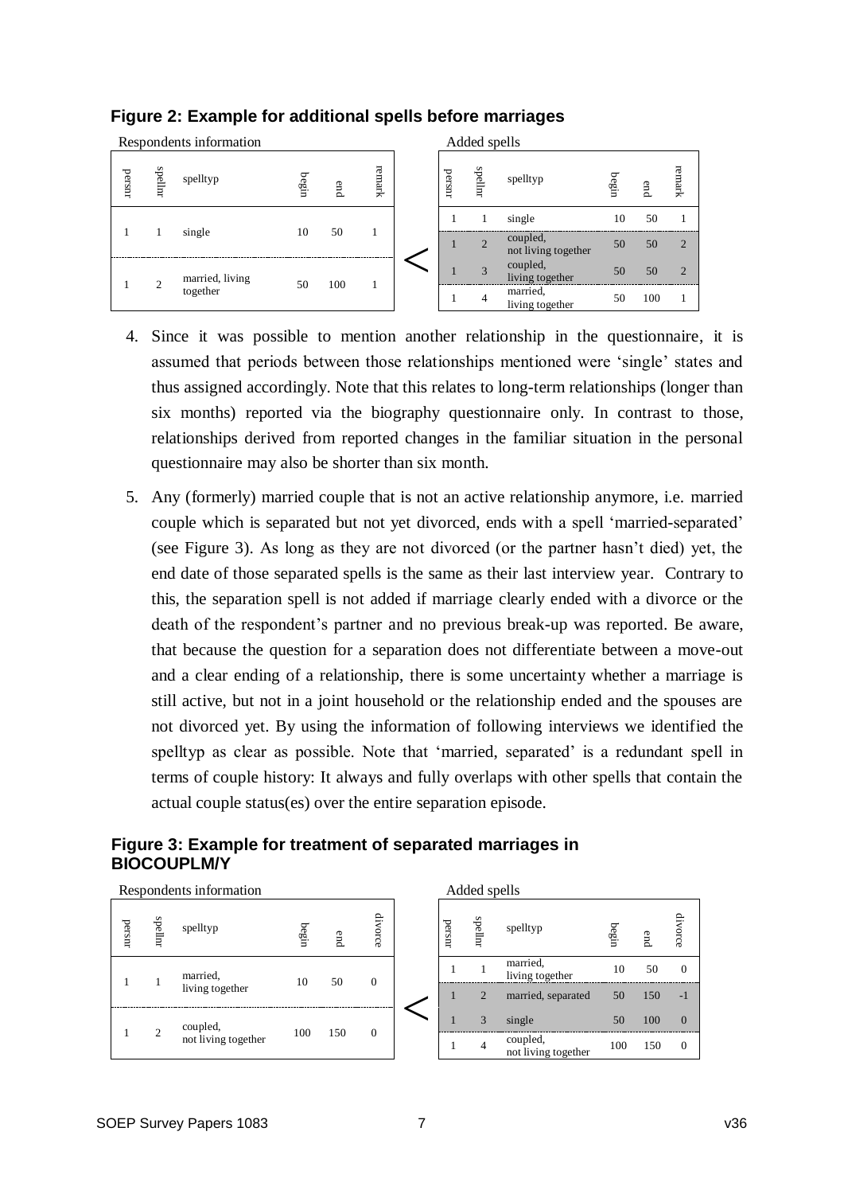**Figure 2: Example for additional spells before marriages**

Respondents information

| persnr | spellnr | spelltyp | begin | end | remark |
|---|---|---|---|---|---|
| 1 | 1 | single | 10 | 50 | 1 |
| 1 | 2 | married, living together | 50 | 100 | 1 |

<

Added spells

| persnr | spellnr | spelltyp | begin | end | remark |
|---|---|---|---|---|---|
| 1 | 1 | single | 10 | 50 | 1 |
| 1 | 2 | coupled, not living together | 50 | 50 | 2 |
| 1 | 3 | coupled, living together | 50 | 50 | 2 |
| 1 | 4 | married, living together | 50 | 100 | 1 |

4. Since it was possible to mention another relationship in the questionnaire, it is assumed that periods between those relationships mentioned were 'single' states and thus assigned accordingly. Note that this relates to long-term relationships (longer than six months) reported via the biography questionnaire only. In contrast to those, relationships derived from reported changes in the familiar situation in the personal questionnaire may also be shorter than six month.

5. Any (formerly) married couple that is not an active relationship anymore, i.e. married couple which is separated but not yet divorced, ends with a spell 'married-separated' (see Figure 3). As long as they are not divorced (or the partner hasn't died) yet, the end date of those separated spells is the same as their last interview year. Contrary to this, the separation spell is not added if marriage clearly ended with a divorce or the death of the respondent's partner and no previous break-up was reported. Be aware, that because the question for a separation does not differentiate between a move-out and a clear ending of a relationship, there is some uncertainty whether a marriage is still active, but not in a joint household or the relationship ended and the spouses are not divorced yet. By using the information of following interviews we identified the spelltyp as clear as possible. Note that 'married, separated' is a redundant spell in terms of couple history: It always and fully overlaps with other spells that contain the actual couple status(es) over the entire separation episode.

**Figure 3: Example for treatment of separated marriages in BIOCOUPLM/Y**

Respondents information

| persnr | spellnr | spelltyp | begin | end | divorce |
|---|---|---|---|---|---|
| 1 | 1 | married, living together | 10 | 50 | 0 |
| 1 | 2 | coupled, not living together | 100 | 150 | 0 |

<

Added spells

| persnr | spellnr | spelltyp | begin | end | divorce |
|---|---|---|---|---|---|
| 1 | 1 | married, living together | 10 | 50 | 0 |
| 1 | 2 | married, separated | 50 | 150 | -1 |
| 1 | 3 | single | 50 | 100 | 0 |
| 1 | 4 | coupled, not living together | 100 | 150 | 0 |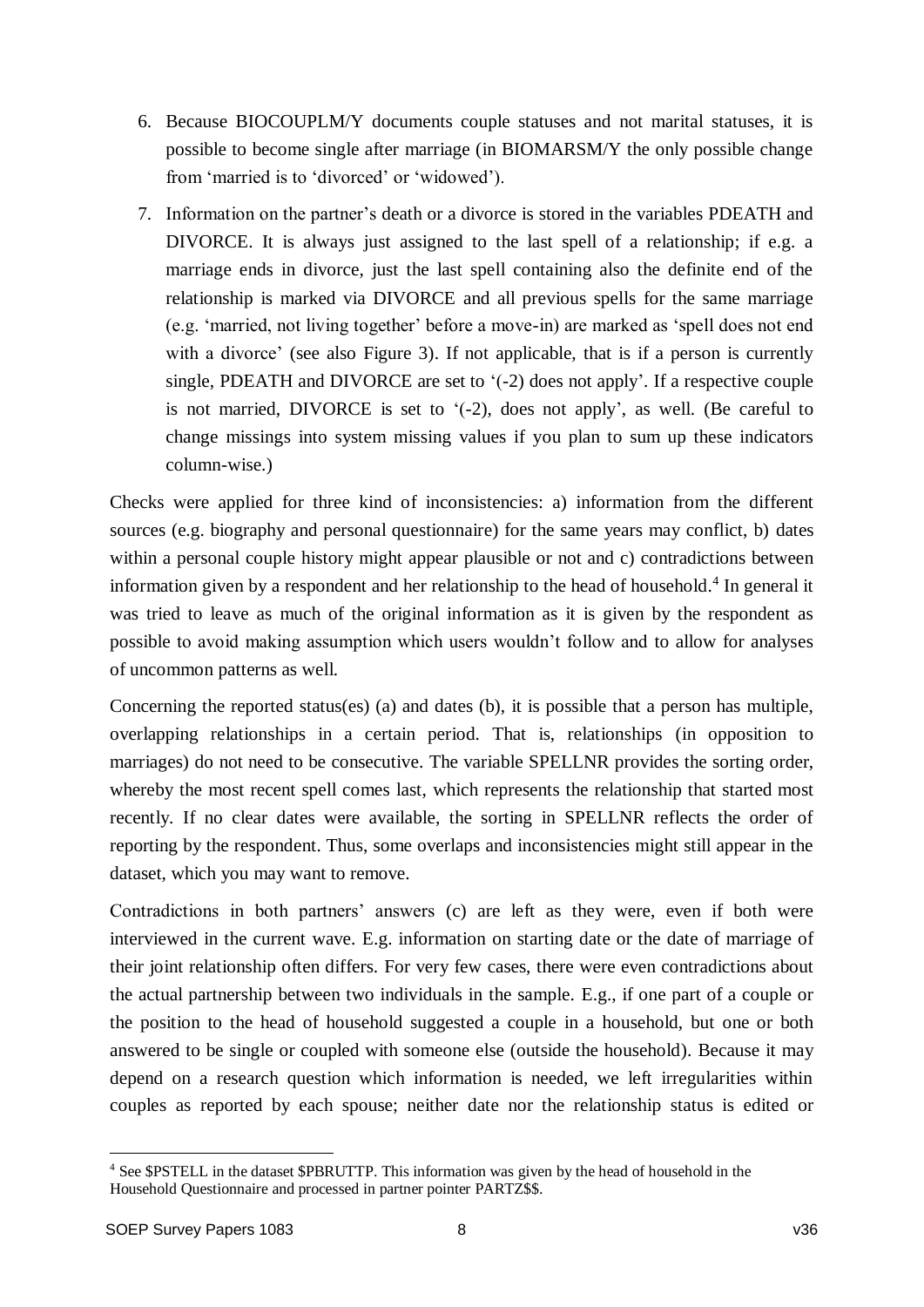6. Because BIOCOUPLM/Y documents couple statuses and not marital statuses, it is possible to become single after marriage (in BIOMARSM/Y the only possible change from 'married is to 'divorced' or 'widowed').
7. Information on the partner's death or a divorce is stored in the variables PDEATH and DIVORCE. It is always just assigned to the last spell of a relationship; if e.g. a marriage ends in divorce, just the last spell containing also the definite end of the relationship is marked via DIVORCE and all previous spells for the same marriage (e.g. 'married, not living together' before a move-in) are marked as 'spell does not end with a divorce' (see also Figure 3). If not applicable, that is if a person is currently single, PDEATH and DIVORCE are set to '(-2) does not apply'. If a respective couple is not married, DIVORCE is set to '(-2), does not apply', as well. (Be careful to change missings into system missing values if you plan to sum up these indicators column-wise.)

Checks were applied for three kind of inconsistencies: a) information from the different sources (e.g. biography and personal questionnaire) for the same years may conflict, b) dates within a personal couple history might appear plausible or not and c) contradictions between information given by a respondent and her relationship to the head of household.[4] In general it was tried to leave as much of the original information as it is given by the respondent as possible to avoid making assumption which users wouldn't follow and to allow for analyses of uncommon patterns as well.

Concerning the reported status(es) (a) and dates (b), it is possible that a person has multiple, overlapping relationships in a certain period. That is, relationships (in opposition to marriages) do not need to be consecutive. The variable SPELLNR provides the sorting order, whereby the most recent spell comes last, which represents the relationship that started most recently. If no clear dates were available, the sorting in SPELLNR reflects the order of reporting by the respondent. Thus, some overlaps and inconsistencies might still appear in the dataset, which you may want to remove.

Contradictions in both partners' answers (c) are left as they were, even if both were interviewed in the current wave. E.g. information on starting date or the date of marriage of their joint relationship often differs. For very few cases, there were even contradictions about the actual partnership between two individuals in the sample. E.g., if one part of a couple or the position to the head of household suggested a couple in a household, but one or both answered to be single or coupled with someone else (outside the household). Because it may depend on a research question which information is needed, we left irregularities within couples as reported by each spouse; neither date nor the relationship status is edited or

[4] See $PSTELL in the dataset $PBRUTTP. This information was given by the head of household in the Household Questionnaire and processed in partner pointer PARTZ$$.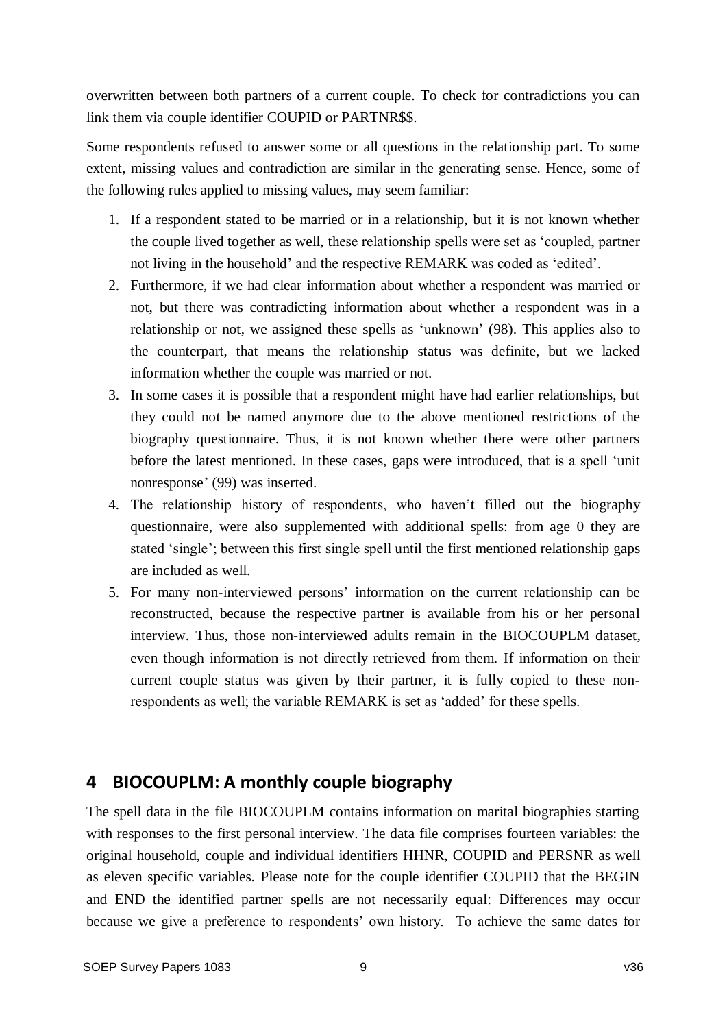overwritten between both partners of a current couple. To check for contradictions you can link them via couple identifier COUPID or PARTNR$$.

Some respondents refused to answer some or all questions in the relationship part. To some extent, missing values and contradiction are similar in the generating sense. Hence, some of the following rules applied to missing values, may seem familiar:

1. If a respondent stated to be married or in a relationship, but it is not known whether the couple lived together as well, these relationship spells were set as 'coupled, partner not living in the household' and the respective REMARK was coded as 'edited'.
2. Furthermore, if we had clear information about whether a respondent was married or not, but there was contradicting information about whether a respondent was in a relationship or not, we assigned these spells as 'unknown' (98). This applies also to the counterpart, that means the relationship status was definite, but we lacked information whether the couple was married or not.
3. In some cases it is possible that a respondent might have had earlier relationships, but they could not be named anymore due to the above mentioned restrictions of the biography questionnaire. Thus, it is not known whether there were other partners before the latest mentioned. In these cases, gaps were introduced, that is a spell 'unit nonresponse' (99) was inserted.
4. The relationship history of respondents, who haven't filled out the biography questionnaire, were also supplemented with additional spells: from age 0 they are stated 'single'; between this first single spell until the first mentioned relationship gaps are included as well.
5. For many non-interviewed persons' information on the current relationship can be reconstructed, because the respective partner is available from his or her personal interview. Thus, those non-interviewed adults remain in the BIOCOUPLM dataset, even though information is not directly retrieved from them. If information on their current couple status was given by their partner, it is fully copied to these non-respondents as well; the variable REMARK is set as 'added' for these spells.

# 4 BIOCOUPLM: A monthly couple biography

The spell data in the file BIOCOUPLM contains information on marital biographies starting with responses to the first personal interview. The data file comprises fourteen variables: the original household, couple and individual identifiers HHNR, COUPID and PERSNR as well as eleven specific variables. Please note for the couple identifier COUPID that the BEGIN and END the identified partner spells are not necessarily equal: Differences may occur because we give a preference to respondents' own history. To achieve the same dates for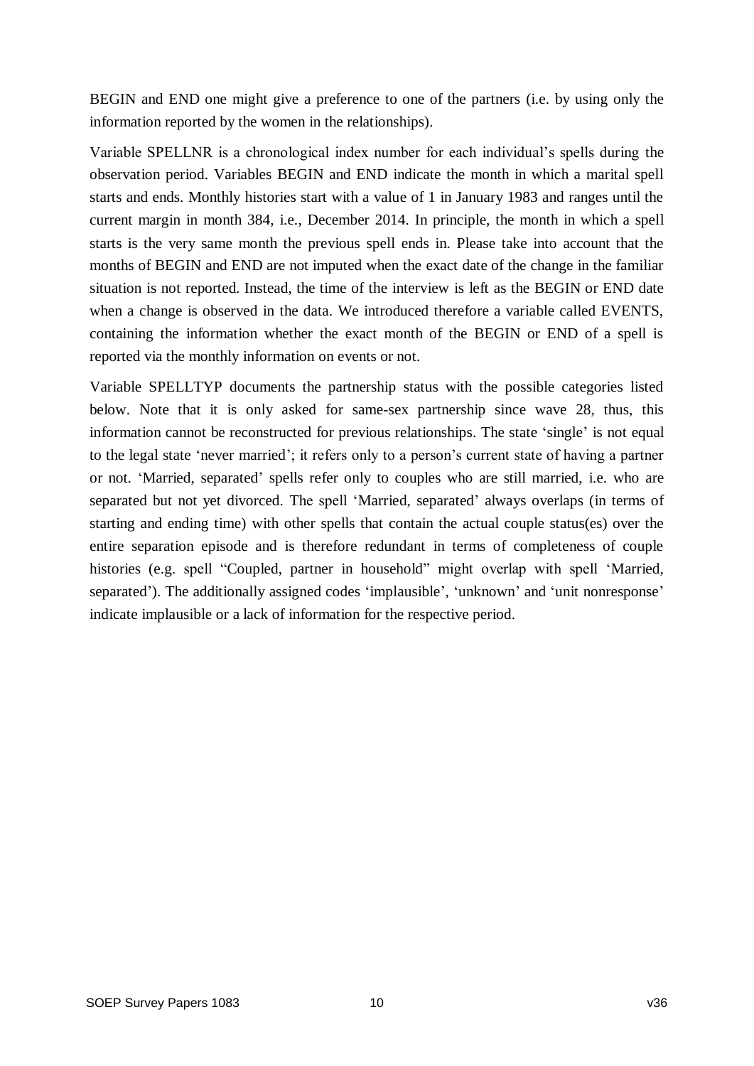BEGIN and END one might give a preference to one of the partners (i.e. by using only the information reported by the women in the relationships).

Variable SPELLNR is a chronological index number for each individual's spells during the observation period. Variables BEGIN and END indicate the month in which a marital spell starts and ends. Monthly histories start with a value of 1 in January 1983 and ranges until the current margin in month 384, i.e., December 2014. In principle, the month in which a spell starts is the very same month the previous spell ends in. Please take into account that the months of BEGIN and END are not imputed when the exact date of the change in the familiar situation is not reported. Instead, the time of the interview is left as the BEGIN or END date when a change is observed in the data. We introduced therefore a variable called EVENTS, containing the information whether the exact month of the BEGIN or END of a spell is reported via the monthly information on events or not.

Variable SPELLTYP documents the partnership status with the possible categories listed below. Note that it is only asked for same-sex partnership since wave 28, thus, this information cannot be reconstructed for previous relationships. The state 'single' is not equal to the legal state 'never married'; it refers only to a person's current state of having a partner or not. 'Married, separated' spells refer only to couples who are still married, i.e. who are separated but not yet divorced. The spell 'Married, separated' always overlaps (in terms of starting and ending time) with other spells that contain the actual couple status(es) over the entire separation episode and is therefore redundant in terms of completeness of couple histories (e.g. spell "Coupled, partner in household" might overlap with spell 'Married, separated'). The additionally assigned codes 'implausible', 'unknown' and 'unit nonresponse' indicate implausible or a lack of information for the respective period.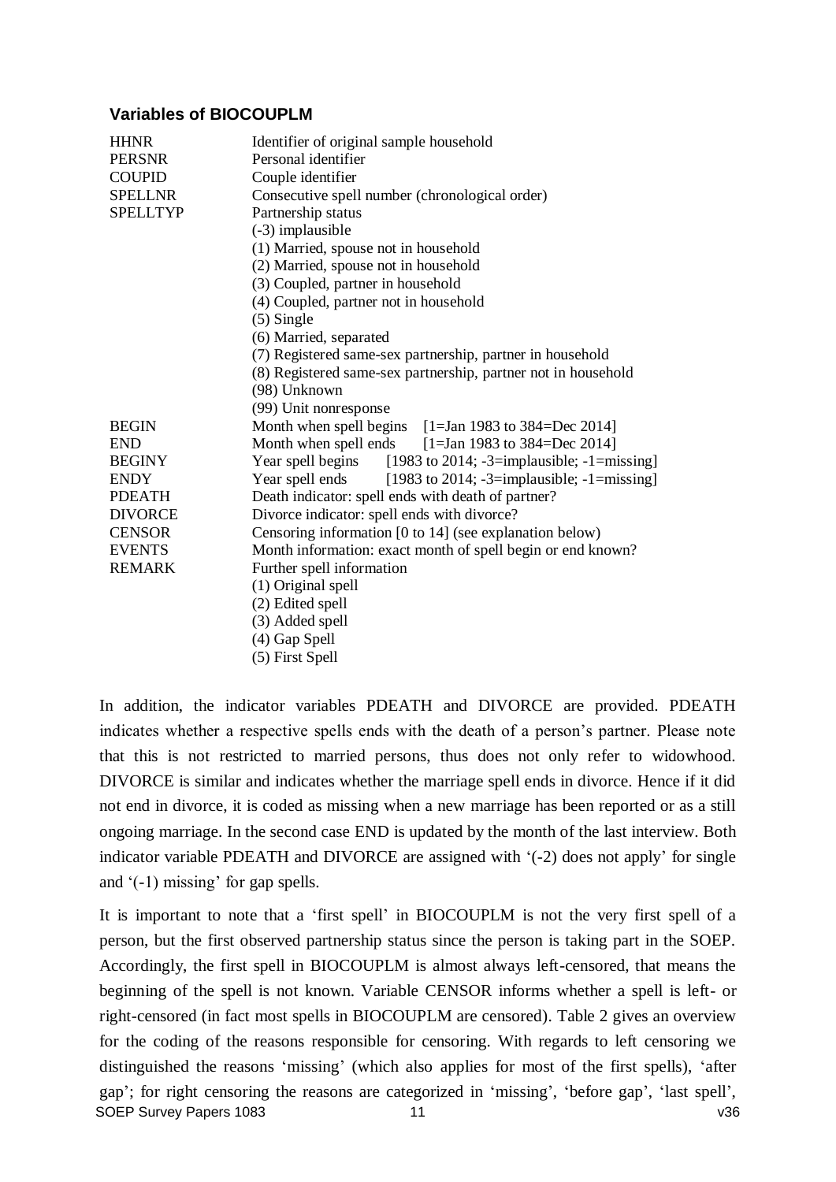### Variables of BIOCOUPLM

| Variable | Description |
|---|---|
| HHNR | Identifier of original sample household |
| PERSNR | Personal identifier |
| COUPID | Couple identifier |
| SPELLNR | Consecutive spell number (chronological order) |
| SPELLTYP | Partnership status<br>(-3) implausible<br>(1) Married, spouse not in household<br>(2) Married, spouse not in household<br>(3) Coupled, partner in household<br>(4) Coupled, partner not in household<br>(5) Single<br>(6) Married, separated<br>(7) Registered same-sex partnership, partner in household<br>(8) Registered same-sex partnership, partner not in household<br>(98) Unknown<br>(99) Unit nonresponse |
| BEGIN | Month when spell begins [1=Jan 1983 to 384=Dec 2014] |
| END | Month when spell ends [1=Jan 1983 to 384=Dec 2014] |
| BEGINY | Year spell begins [1983 to 2014; -3=implausible; -1=missing] |
| ENDY | Year spell ends [1983 to 2014; -3=implausible; -1=missing] |
| PDEATH | Death indicator: spell ends with death of partner? |
| DIVORCE | Divorce indicator: spell ends with divorce? |
| CENSOR | Censoring information [0 to 14] (see explanation below) |
| EVENTS | Month information: exact month of spell begin or end known? |
| REMARK | Further spell information<br>(1) Original spell<br>(2) Edited spell<br>(3) Added spell<br>(4) Gap Spell<br>(5) First Spell |

In addition, the indicator variables PDEATH and DIVORCE are provided. PDEATH indicates whether a respective spells ends with the death of a person's partner. Please note that this is not restricted to married persons, thus does not only refer to widowhood. DIVORCE is similar and indicates whether the marriage spell ends in divorce. Hence if it did not end in divorce, it is coded as missing when a new marriage has been reported or as a still ongoing marriage. In the second case END is updated by the month of the last interview. Both indicator variable PDEATH and DIVORCE are assigned with '(-2) does not apply' for single and '(-1) missing' for gap spells.

It is important to note that a 'first spell' in BIOCOUPLM is not the very first spell of a person, but the first observed partnership status since the person is taking part in the SOEP. Accordingly, the first spell in BIOCOUPLM is almost always left-censored, that means the beginning of the spell is not known. Variable CENSOR informs whether a spell is left- or right-censored (in fact most spells in BIOCOUPLM are censored). Table 2 gives an overview for the coding of the reasons responsible for censoring. With regards to left censoring we distinguished the reasons 'missing' (which also applies for most of the first spells), 'after gap'; for right censoring the reasons are categorized in 'missing', 'before gap', 'last spell',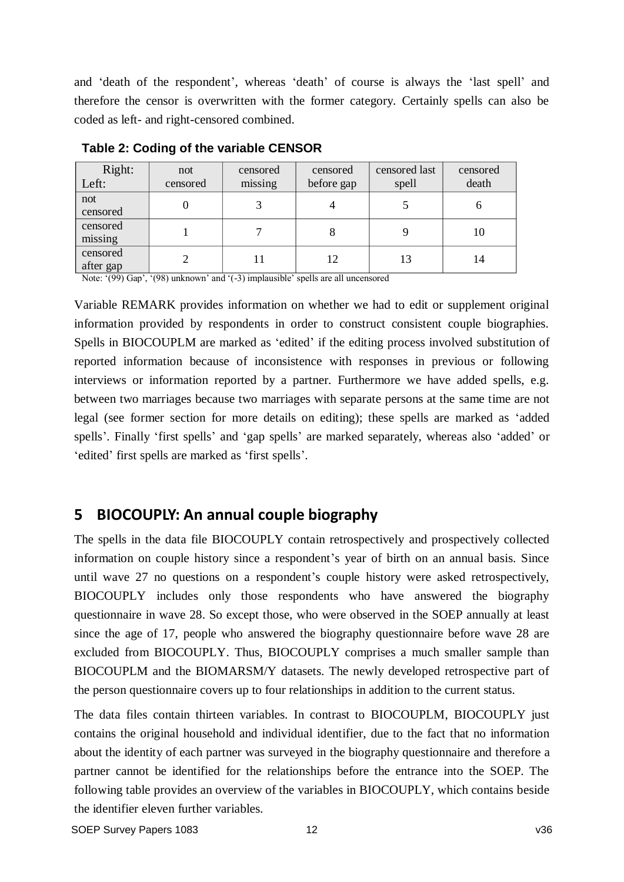and 'death of the respondent', whereas 'death' of course is always the 'last spell' and therefore the censor is overwritten with the former category. Certainly spells can also be coded as left- and right-censored combined.

**Table 2: Coding of the variable CENSOR**

| Right: Left: | not censored | censored missing | censored before gap | censored last spell | censored death |
|---|---|---|---|---|---|
| not censored | 0 | 3 | 4 | 5 | 6 |
| censored missing | 1 | 7 | 8 | 9 | 10 |
| censored after gap | 2 | 11 | 12 | 13 | 14 |

Note: '(99) Gap', '(98) unknown' and '(-3) implausible' spells are all uncensored

Variable REMARK provides information on whether we had to edit or supplement original information provided by respondents in order to construct consistent couple biographies. Spells in BIOCOUPLM are marked as 'edited' if the editing process involved substitution of reported information because of inconsistence with responses in previous or following interviews or information reported by a partner. Furthermore we have added spells, e.g. between two marriages because two marriages with separate persons at the same time are not legal (see former section for more details on editing); these spells are marked as 'added spells'. Finally 'first spells' and 'gap spells' are marked separately, whereas also 'added' or 'edited' first spells are marked as 'first spells'.

## 5 BIOCOUPLY: An annual couple biography

The spells in the data file BIOCOUPLY contain retrospectively and prospectively collected information on couple history since a respondent's year of birth on an annual basis. Since until wave 27 no questions on a respondent's couple history were asked retrospectively, BIOCOUPLY includes only those respondents who have answered the biography questionnaire in wave 28. So except those, who were observed in the SOEP annually at least since the age of 17, people who answered the biography questionnaire before wave 28 are excluded from BIOCOUPLY. Thus, BIOCOUPLY comprises a much smaller sample than BIOCOUPLM and the BIOMARSM/Y datasets. The newly developed retrospective part of the person questionnaire covers up to four relationships in addition to the current status.

The data files contain thirteen variables. In contrast to BIOCOUPLM, BIOCOUPLY just contains the original household and individual identifier, due to the fact that no information about the identity of each partner was surveyed in the biography questionnaire and therefore a partner cannot be identified for the relationships before the entrance into the SOEP. The following table provides an overview of the variables in BIOCOUPLY, which contains beside the identifier eleven further variables.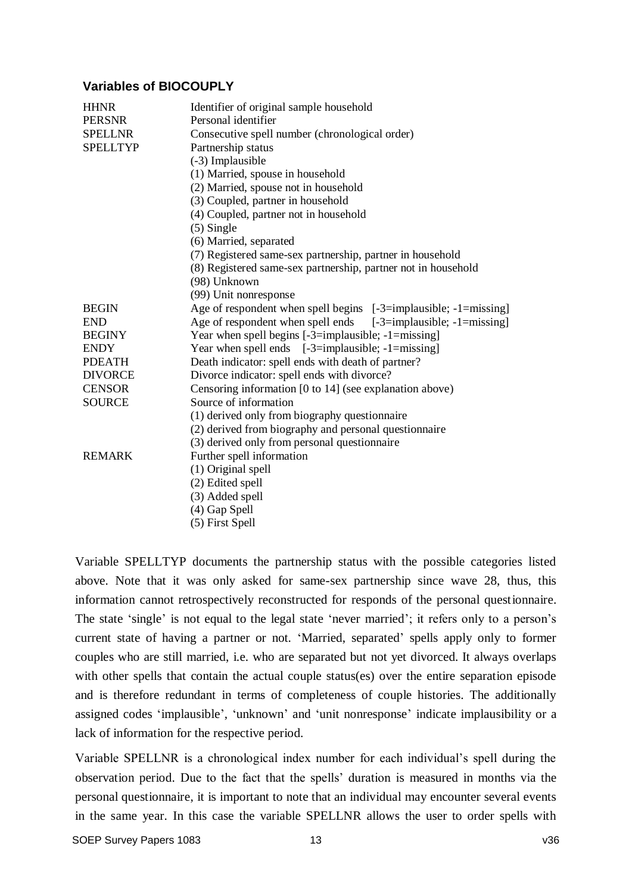### Variables of BIOCOUPLY

| Variable | Description |
|---|---|
| HHNR | Identifier of original sample household |
| PERSNR | Personal identifier |
| SPELLNR | Consecutive spell number (chronological order) |
| SPELLTYP | Partnership status<br>(-3) Implausible<br>(1) Married, spouse in household<br>(2) Married, spouse not in household<br>(3) Coupled, partner in household<br>(4) Coupled, partner not in household<br>(5) Single<br>(6) Married, separated<br>(7) Registered same-sex partnership, partner in household<br>(8) Registered same-sex partnership, partner not in household<br>(98) Unknown<br>(99) Unit nonresponse |
| BEGIN | Age of respondent when spell begins [-3=implausible; -1=missing] |
| END | Age of respondent when spell ends [-3=implausible; -1=missing] |
| BEGINY | Year when spell begins [-3=implausible; -1=missing] |
| ENDY | Year when spell ends [-3=implausible; -1=missing] |
| PDEATH | Death indicator: spell ends with death of partner? |
| DIVORCE | Divorce indicator: spell ends with divorce? |
| CENSOR | Censoring information [0 to 14] (see explanation above) |
| SOURCE | Source of information<br>(1) derived only from biography questionnaire<br>(2) derived from biography and personal questionnaire<br>(3) derived only from personal questionnaire |
| REMARK | Further spell information<br>(1) Original spell<br>(2) Edited spell<br>(3) Added spell<br>(4) Gap Spell<br>(5) First Spell |

Variable SPELLTYP documents the partnership status with the possible categories listed above. Note that it was only asked for same-sex partnership since wave 28, thus, this information cannot retrospectively reconstructed for responds of the personal questionnaire. The state 'single' is not equal to the legal state 'never married'; it refers only to a person's current state of having a partner or not. 'Married, separated' spells apply only to former couples who are still married, i.e. who are separated but not yet divorced. It always overlaps with other spells that contain the actual couple status(es) over the entire separation episode and is therefore redundant in terms of completeness of couple histories. The additionally assigned codes 'implausible', 'unknown' and 'unit nonresponse' indicate implausibility or a lack of information for the respective period.

Variable SPELLNR is a chronological index number for each individual's spell during the observation period. Due to the fact that the spells' duration is measured in months via the personal questionnaire, it is important to note that an individual may encounter several events in the same year. In this case the variable SPELLNR allows the user to order spells with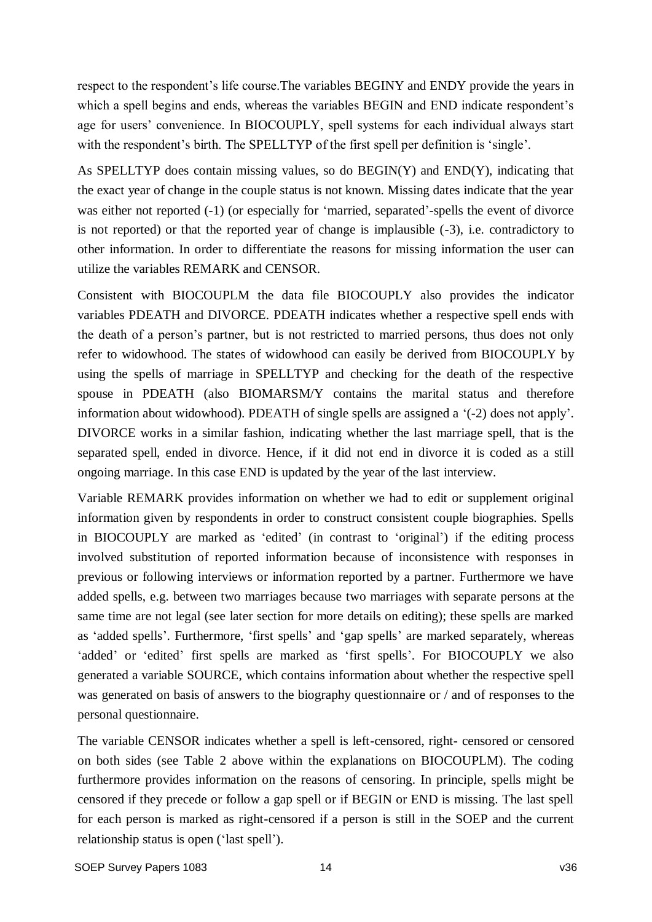respect to the respondent's life course.The variables BEGINY and ENDY provide the years in which a spell begins and ends, whereas the variables BEGIN and END indicate respondent's age for users' convenience. In BIOCOUPLY, spell systems for each individual always start with the respondent's birth. The SPELLTYP of the first spell per definition is 'single'.

As SPELLTYP does contain missing values, so do BEGIN(Y) and END(Y), indicating that the exact year of change in the couple status is not known. Missing dates indicate that the year was either not reported (-1) (or especially for 'married, separated'-spells the event of divorce is not reported) or that the reported year of change is implausible (-3), i.e. contradictory to other information. In order to differentiate the reasons for missing information the user can utilize the variables REMARK and CENSOR.

Consistent with BIOCOUPLM the data file BIOCOUPLY also provides the indicator variables PDEATH and DIVORCE. PDEATH indicates whether a respective spell ends with the death of a person's partner, but is not restricted to married persons, thus does not only refer to widowhood. The states of widowhood can easily be derived from BIOCOUPLY by using the spells of marriage in SPELLTYP and checking for the death of the respective spouse in PDEATH (also BIOMARSM/Y contains the marital status and therefore information about widowhood). PDEATH of single spells are assigned a '(-2) does not apply'. DIVORCE works in a similar fashion, indicating whether the last marriage spell, that is the separated spell, ended in divorce. Hence, if it did not end in divorce it is coded as a still ongoing marriage. In this case END is updated by the year of the last interview.

Variable REMARK provides information on whether we had to edit or supplement original information given by respondents in order to construct consistent couple biographies. Spells in BIOCOUPLY are marked as 'edited' (in contrast to 'original') if the editing process involved substitution of reported information because of inconsistence with responses in previous or following interviews or information reported by a partner. Furthermore we have added spells, e.g. between two marriages because two marriages with separate persons at the same time are not legal (see later section for more details on editing); these spells are marked as 'added spells'. Furthermore, 'first spells' and 'gap spells' are marked separately, whereas 'added' or 'edited' first spells are marked as 'first spells'. For BIOCOUPLY we also generated a variable SOURCE, which contains information about whether the respective spell was generated on basis of answers to the biography questionnaire or / and of responses to the personal questionnaire.

The variable CENSOR indicates whether a spell is left-censored, right- censored or censored on both sides (see Table 2 above within the explanations on BIOCOUPLM). The coding furthermore provides information on the reasons of censoring. In principle, spells might be censored if they precede or follow a gap spell or if BEGIN or END is missing. The last spell for each person is marked as right-censored if a person is still in the SOEP and the current relationship status is open ('last spell').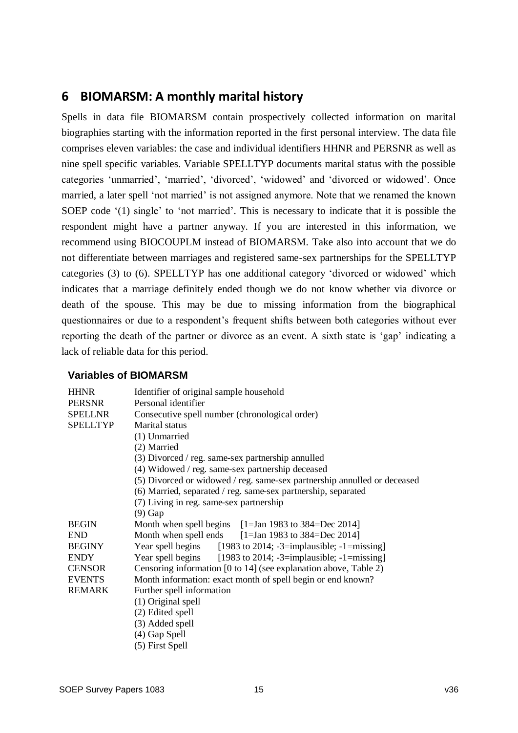## 6 BIOMARSM: A monthly marital history

Spells in data file BIOMARSM contain prospectively collected information on marital biographies starting with the information reported in the first personal interview. The data file comprises eleven variables: the case and individual identifiers HHNR and PERSNR as well as nine spell specific variables. Variable SPELLTYP documents marital status with the possible categories 'unmarried', 'married', 'divorced', 'widowed' and 'divorced or widowed'. Once married, a later spell 'not married' is not assigned anymore. Note that we renamed the known SOEP code '(1) single' to 'not married'. This is necessary to indicate that it is possible the respondent might have a partner anyway. If you are interested in this information, we recommend using BIOCOUPLM instead of BIOMARSM. Take also into account that we do not differentiate between marriages and registered same-sex partnerships for the SPELLTYP categories (3) to (6). SPELLTYP has one additional category 'divorced or widowed' which indicates that a marriage definitely ended though we do not know whether via divorce or death of the spouse. This may be due to missing information from the biographical questionnaires or due to a respondent's frequent shifts between both categories without ever reporting the death of the partner or divorce as an event. A sixth state is 'gap' indicating a lack of reliable data for this period.

### Variables of BIOMARSM

| Variable | Description |
|---|---|
| HHNR | Identifier of original sample household |
| PERSNR | Personal identifier |
| SPELLNR | Consecutive spell number (chronological order) |
| SPELLTYP | Marital status<br>(1) Unmarried<br>(2) Married<br>(3) Divorced / reg. same-sex partnership annulled<br>(4) Widowed / reg. same-sex partnership deceased<br>(5) Divorced or widowed / reg. same-sex partnership annulled or deceased<br>(6) Married, separated / reg. same-sex partnership, separated<br>(7) Living in reg. same-sex partnership<br>(9) Gap |
| BEGIN | Month when spell begins [1=Jan 1983 to 384=Dec 2014] |
| END | Month when spell ends [1=Jan 1983 to 384=Dec 2014] |
| BEGINY | Year spell begins [1983 to 2014; -3=implausible; -1=missing] |
| ENDY | Year spell begins [1983 to 2014; -3=implausible; -1=missing] |
| CENSOR | Censoring information [0 to 14] (see explanation above, Table 2) |
| EVENTS | Month information: exact month of spell begin or end known? |
| REMARK | Further spell information<br>(1) Original spell<br>(2) Edited spell<br>(3) Added spell<br>(4) Gap Spell<br>(5) First Spell |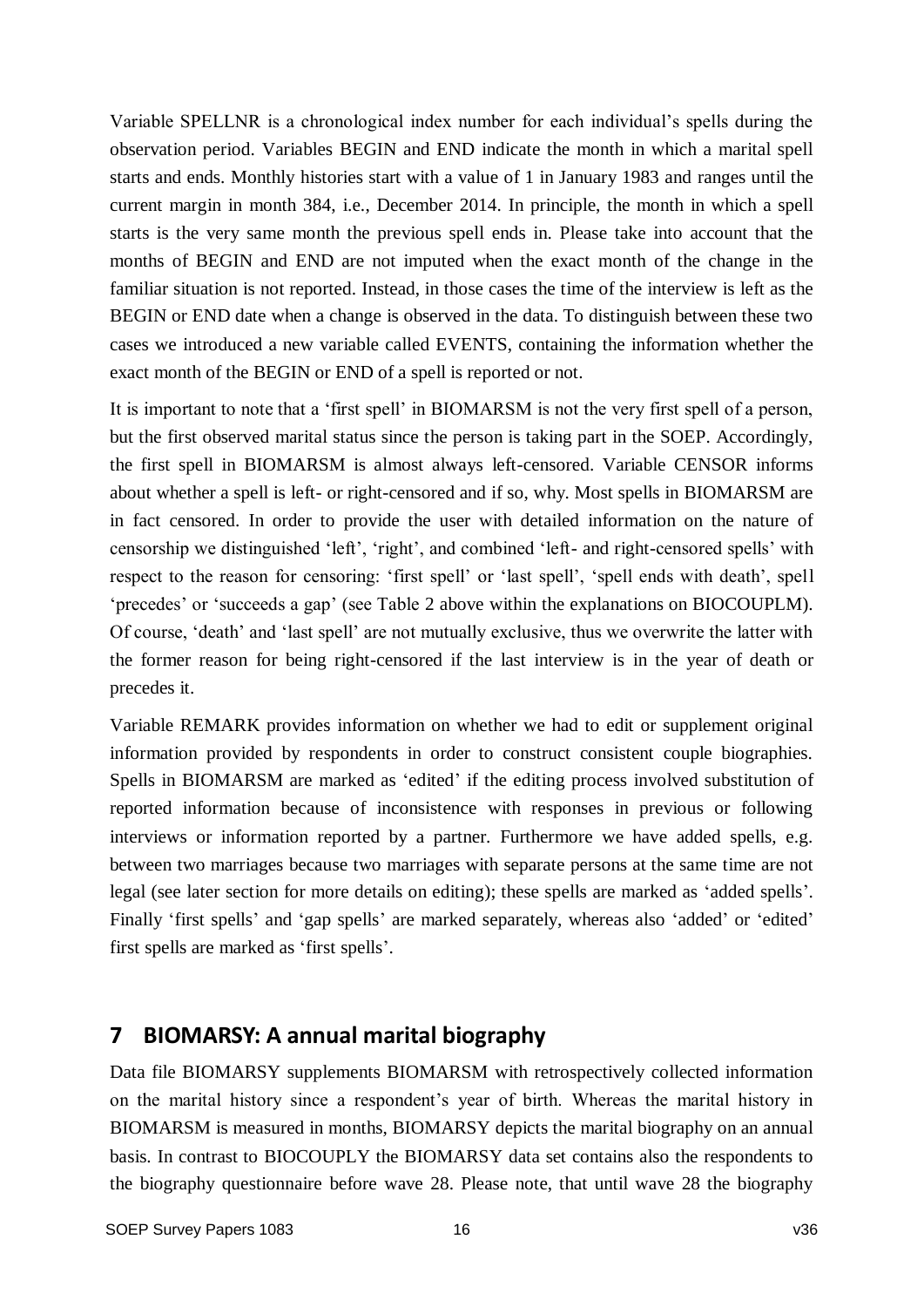Variable SPELLNR is a chronological index number for each individual's spells during the observation period. Variables BEGIN and END indicate the month in which a marital spell starts and ends. Monthly histories start with a value of 1 in January 1983 and ranges until the current margin in month 384, i.e., December 2014. In principle, the month in which a spell starts is the very same month the previous spell ends in. Please take into account that the months of BEGIN and END are not imputed when the exact month of the change in the familiar situation is not reported. Instead, in those cases the time of the interview is left as the BEGIN or END date when a change is observed in the data. To distinguish between these two cases we introduced a new variable called EVENTS, containing the information whether the exact month of the BEGIN or END of a spell is reported or not.

It is important to note that a 'first spell' in BIOMARSM is not the very first spell of a person, but the first observed marital status since the person is taking part in the SOEP. Accordingly, the first spell in BIOMARSM is almost always left-censored. Variable CENSOR informs about whether a spell is left- or right-censored and if so, why. Most spells in BIOMARSM are in fact censored. In order to provide the user with detailed information on the nature of censorship we distinguished 'left', 'right', and combined 'left- and right-censored spells' with respect to the reason for censoring: 'first spell' or 'last spell', 'spell ends with death', spell 'precedes' or 'succeeds a gap' (see Table 2 above within the explanations on BIOCOUPLM). Of course, 'death' and 'last spell' are not mutually exclusive, thus we overwrite the latter with the former reason for being right-censored if the last interview is in the year of death or precedes it.

Variable REMARK provides information on whether we had to edit or supplement original information provided by respondents in order to construct consistent couple biographies. Spells in BIOMARSM are marked as 'edited' if the editing process involved substitution of reported information because of inconsistence with responses in previous or following interviews or information reported by a partner. Furthermore we have added spells, e.g. between two marriages because two marriages with separate persons at the same time are not legal (see later section for more details on editing); these spells are marked as 'added spells'. Finally 'first spells' and 'gap spells' are marked separately, whereas also 'added' or 'edited' first spells are marked as 'first spells'.

## 7 BIOMARSY: A annual marital biography

Data file BIOMARSY supplements BIOMARSM with retrospectively collected information on the marital history since a respondent's year of birth. Whereas the marital history in BIOMARSM is measured in months, BIOMARSY depicts the marital biography on an annual basis. In contrast to BIOCOUPLY the BIOMARSY data set contains also the respondents to the biography questionnaire before wave 28. Please note, that until wave 28 the biography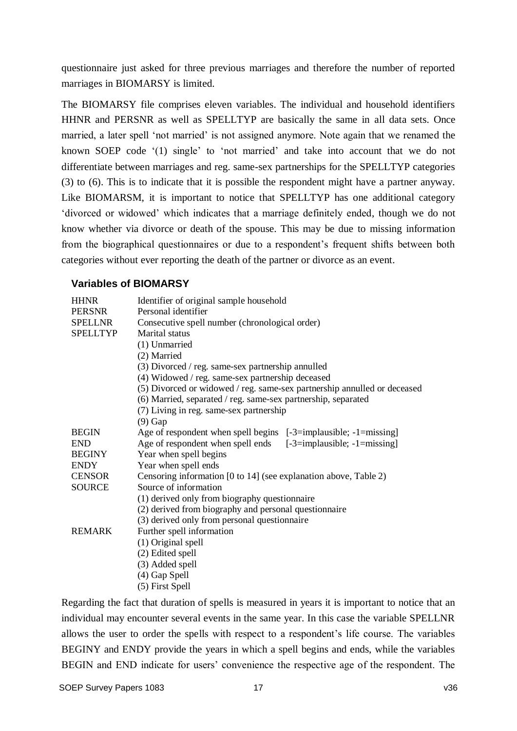questionnaire just asked for three previous marriages and therefore the number of reported marriages in BIOMARSY is limited.

The BIOMARSY file comprises eleven variables. The individual and household identifiers HHNR and PERSNR as well as SPELLTYP are basically the same in all data sets. Once married, a later spell 'not married' is not assigned anymore. Note again that we renamed the known SOEP code '(1) single' to 'not married' and take into account that we do not differentiate between marriages and reg. same-sex partnerships for the SPELLTYP categories (3) to (6). This is to indicate that it is possible the respondent might have a partner anyway. Like BIOMARSM, it is important to notice that SPELLTYP has one additional category 'divorced or widowed' which indicates that a marriage definitely ended, though we do not know whether via divorce or death of the spouse. This may be due to missing information from the biographical questionnaires or due to a respondent's frequent shifts between both categories without ever reporting the death of the partner or divorce as an event.

### Variables of BIOMARSY

| | |
|---|---|
| HHNR | Identifier of original sample household |
| PERSNR | Personal identifier |
| SPELLNR | Consecutive spell number (chronological order) |
| SPELLTYP | Marital status<br>(1) Unmarried<br>(2) Married<br>(3) Divorced / reg. same-sex partnership annulled<br>(4) Widowed / reg. same-sex partnership deceased<br>(5) Divorced or widowed / reg. same-sex partnership annulled or deceased<br>(6) Married, separated / reg. same-sex partnership, separated<br>(7) Living in reg. same-sex partnership<br>(9) Gap |
| BEGIN | Age of respondent when spell begins [-3=implausible; -1=missing] |
| END | Age of respondent when spell ends [-3=implausible; -1=missing] |
| BEGINY | Year when spell begins |
| ENDY | Year when spell ends |
| CENSOR | Censoring information [0 to 14] (see explanation above, Table 2) |
| SOURCE | Source of information<br>(1) derived only from biography questionnaire<br>(2) derived from biography and personal questionnaire<br>(3) derived only from personal questionnaire |
| REMARK | Further spell information<br>(1) Original spell<br>(2) Edited spell<br>(3) Added spell<br>(4) Gap Spell<br>(5) First Spell |

Regarding the fact that duration of spells is measured in years it is important to notice that an individual may encounter several events in the same year. In this case the variable SPELLNR allows the user to order the spells with respect to a respondent's life course. The variables BEGINY and ENDY provide the years in which a spell begins and ends, while the variables BEGIN and END indicate for users' convenience the respective age of the respondent. The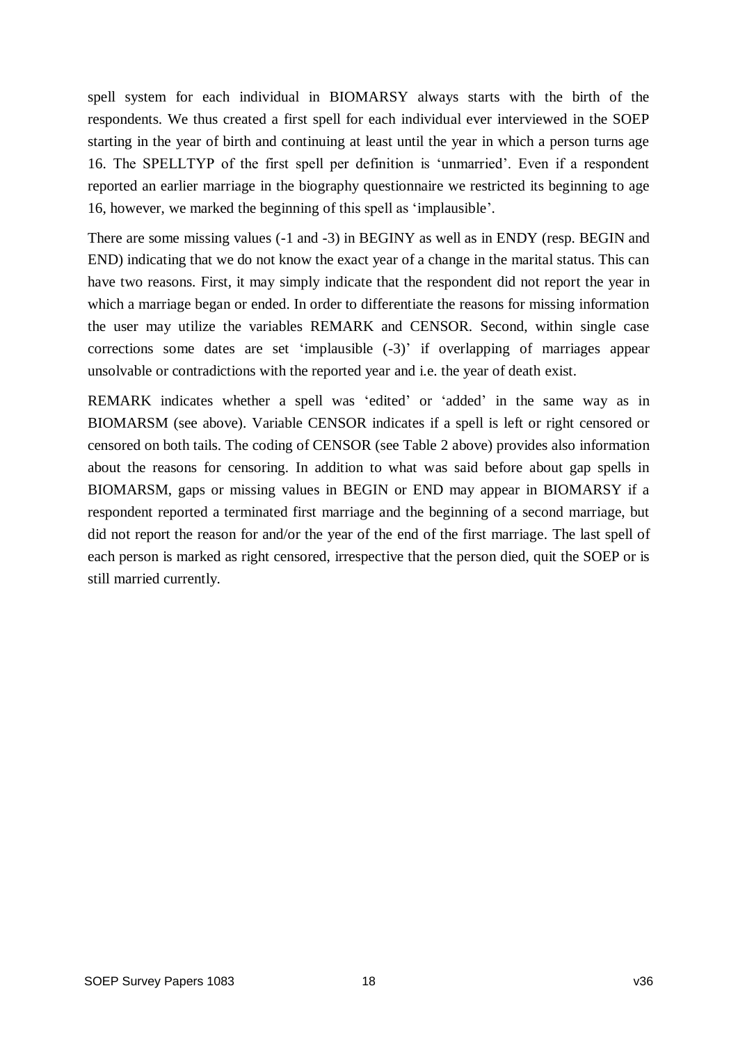spell system for each individual in BIOMARSY always starts with the birth of the respondents. We thus created a first spell for each individual ever interviewed in the SOEP starting in the year of birth and continuing at least until the year in which a person turns age 16. The SPELLTYP of the first spell per definition is 'unmarried'. Even if a respondent reported an earlier marriage in the biography questionnaire we restricted its beginning to age 16, however, we marked the beginning of this spell as 'implausible'.

There are some missing values (-1 and -3) in BEGINY as well as in ENDY (resp. BEGIN and END) indicating that we do not know the exact year of a change in the marital status. This can have two reasons. First, it may simply indicate that the respondent did not report the year in which a marriage began or ended. In order to differentiate the reasons for missing information the user may utilize the variables REMARK and CENSOR. Second, within single case corrections some dates are set 'implausible (-3)' if overlapping of marriages appear unsolvable or contradictions with the reported year and i.e. the year of death exist.

REMARK indicates whether a spell was 'edited' or 'added' in the same way as in BIOMARSM (see above). Variable CENSOR indicates if a spell is left or right censored or censored on both tails. The coding of CENSOR (see Table 2 above) provides also information about the reasons for censoring. In addition to what was said before about gap spells in BIOMARSM, gaps or missing values in BEGIN or END may appear in BIOMARSY if a respondent reported a terminated first marriage and the beginning of a second marriage, but did not report the reason for and/or the year of the end of the first marriage. The last spell of each person is marked as right censored, irrespective that the person died, quit the SOEP or is still married currently.